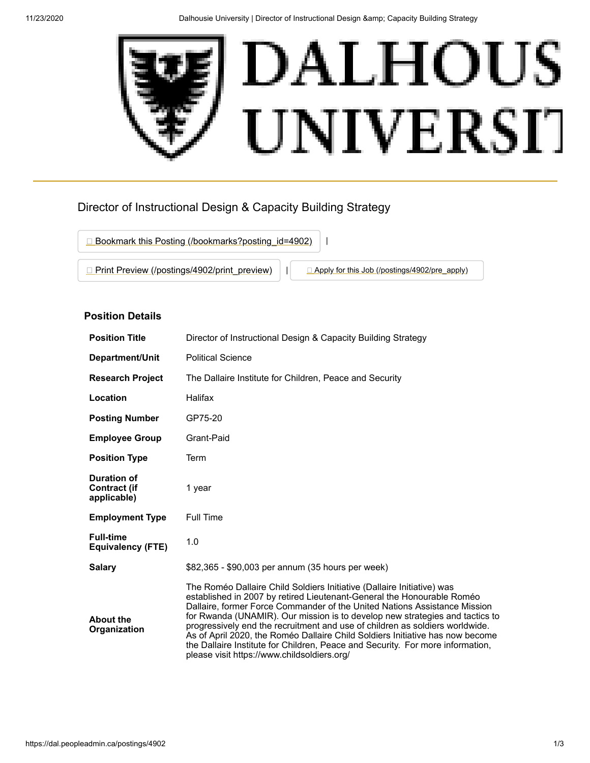# Director of Instructional Design & Capacity Building Strategy

Bookmark this Posting (/bookmarks?posting_id=4902) |

Print Preview (/postings/4902/print_preview) | Apply for this Job (/postings/4902/pre_apply)

## Position Details

| | |
|---|---|
| **Position Title** | Director of Instructional Design & Capacity Building Strategy |
| **Department/Unit** | Political Science |
| **Research Project** | The Dallaire Institute for Children, Peace and Security |
| **Location** | Halifax |
| **Posting Number** | GP75-20 |
| **Employee Group** | Grant-Paid |
| **Position Type** | Term |
| **Duration of Contract (if applicable)** | 1 year |
| **Employment Type** | Full Time |
| **Full-time Equivalency (FTE)** | 1.0 |
| **Salary** | $82,365 - $90,003 per annum (35 hours per week) |
| **About the Organization** | The Roméo Dallaire Child Soldiers Initiative (Dallaire Initiative) was established in 2007 by retired Lieutenant-General the Honourable Roméo Dallaire, former Force Commander of the United Nations Assistance Mission for Rwanda (UNAMIR). Our mission is to develop new strategies and tactics to progressively end the recruitment and use of children as soldiers worldwide. As of April 2020, the Roméo Dallaire Child Soldiers Initiative has now become the Dallaire Institute for Children, Peace and Security. For more information, please visit https://www.childsoldiers.org/ |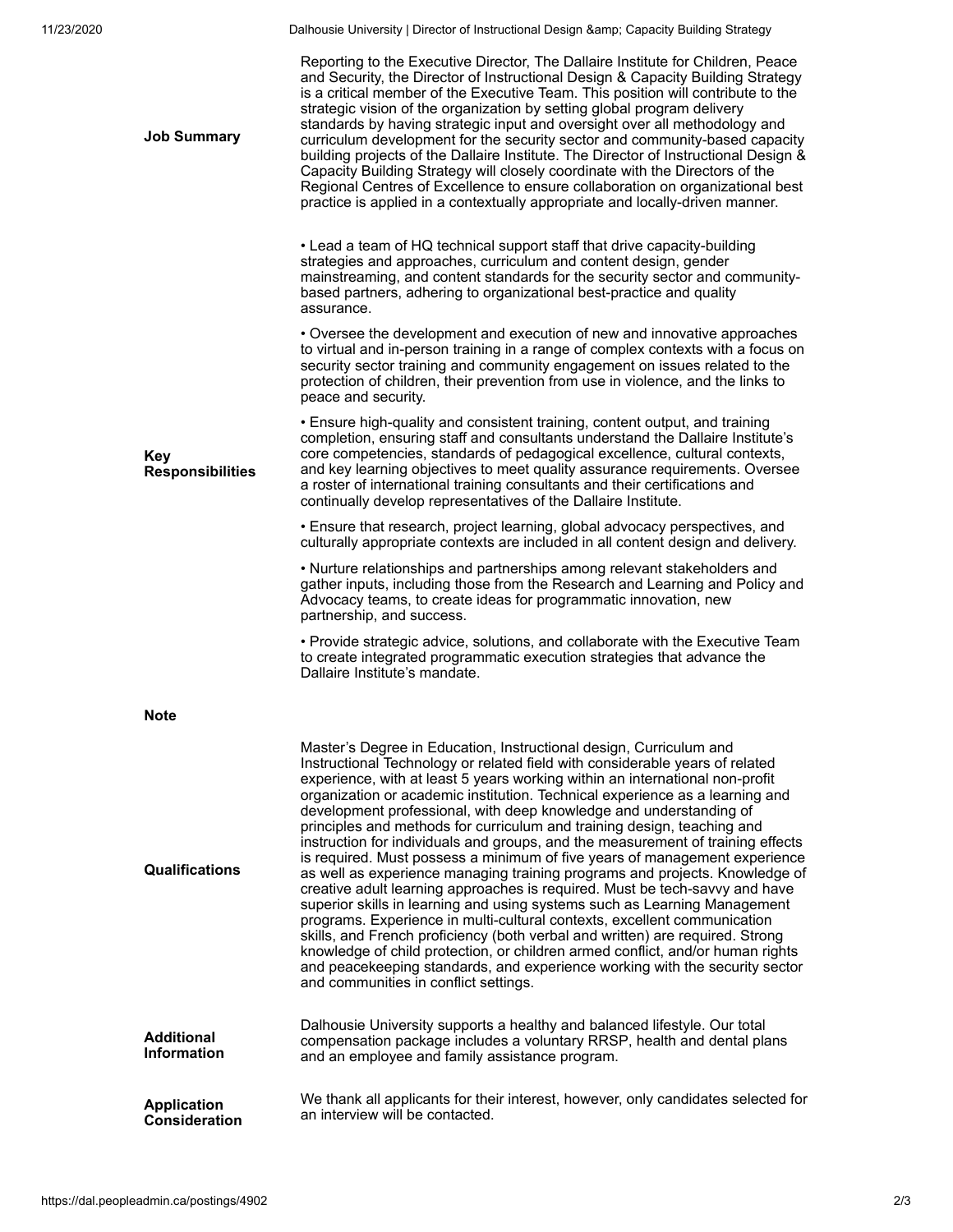**Job Summary**

Reporting to the Executive Director, The Dallaire Institute for Children, Peace and Security, the Director of Instructional Design & Capacity Building Strategy is a critical member of the Executive Team. This position will contribute to the strategic vision of the organization by setting global program delivery standards by having strategic input and oversight over all methodology and curriculum development for the security sector and community-based capacity building projects of the Dallaire Institute. The Director of Instructional Design & Capacity Building Strategy will closely coordinate with the Directors of the Regional Centres of Excellence to ensure collaboration on organizational best practice is applied in a contextually appropriate and locally-driven manner.

**Key Responsibilities**

- Lead a team of HQ technical support staff that drive capacity-building strategies and approaches, curriculum and content design, gender mainstreaming, and content standards for the security sector and community-based partners, adhering to organizational best-practice and quality assurance.
- Oversee the development and execution of new and innovative approaches to virtual and in-person training in a range of complex contexts with a focus on security sector training and community engagement on issues related to the protection of children, their prevention from use in violence, and the links to peace and security.
- Ensure high-quality and consistent training, content output, and training completion, ensuring staff and consultants understand the Dallaire Institute's core competencies, standards of pedagogical excellence, cultural contexts, and key learning objectives to meet quality assurance requirements. Oversee a roster of international training consultants and their certifications and continually develop representatives of the Dallaire Institute.
- Ensure that research, project learning, global advocacy perspectives, and culturally appropriate contexts are included in all content design and delivery.
- Nurture relationships and partnerships among relevant stakeholders and gather inputs, including those from the Research and Learning and Policy and Advocacy teams, to create ideas for programmatic innovation, new partnership, and success.
- Provide strategic advice, solutions, and collaborate with the Executive Team to create integrated programmatic execution strategies that advance the Dallaire Institute's mandate.

**Note**

**Qualifications**

Master's Degree in Education, Instructional design, Curriculum and Instructional Technology or related field with considerable years of related experience, with at least 5 years working within an international non-profit organization or academic institution. Technical experience as a learning and development professional, with deep knowledge and understanding of principles and methods for curriculum and training design, teaching and instruction for individuals and groups, and the measurement of training effects is required. Must possess a minimum of five years of management experience as well as experience managing training programs and projects. Knowledge of creative adult learning approaches is required. Must be tech-savvy and have superior skills in learning and using systems such as Learning Management programs. Experience in multi-cultural contexts, excellent communication skills, and French proficiency (both verbal and written) are required. Strong knowledge of child protection, or children armed conflict, and/or human rights and peacekeeping standards, and experience working with the security sector and communities in conflict settings.

**Additional Information**

Dalhousie University supports a healthy and balanced lifestyle. Our total compensation package includes a voluntary RRSP, health and dental plans and an employee and family assistance program.

**Application Consideration**

We thank all applicants for their interest, however, only candidates selected for an interview will be contacted.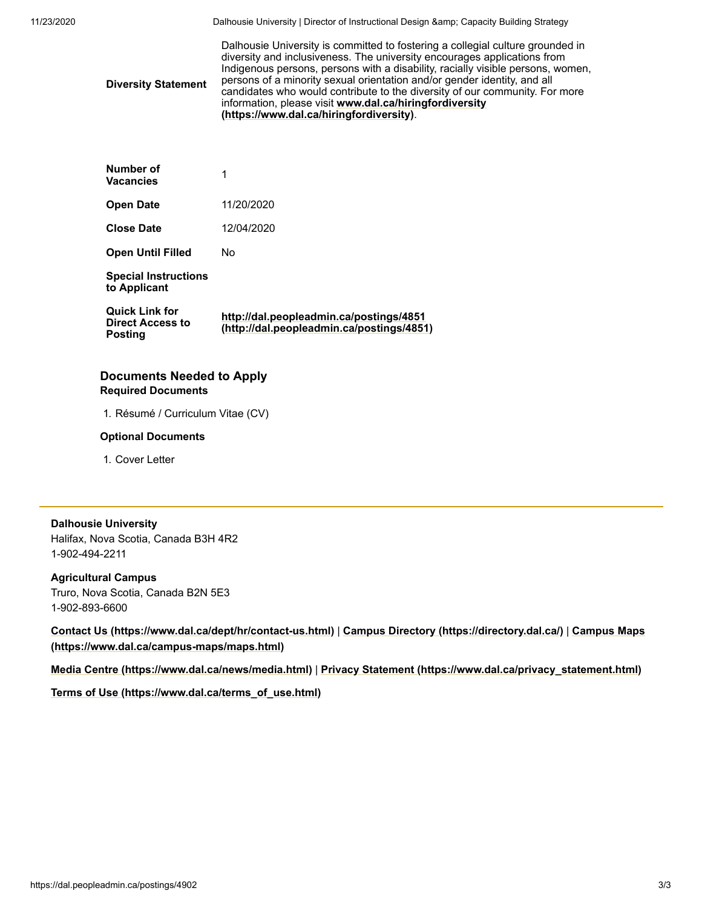| | |
|---|---|
| **Diversity Statement** | Dalhousie University is committed to fostering a collegial culture grounded in diversity and inclusiveness. The university encourages applications from Indigenous persons, persons with a disability, racially visible persons, women, persons of a minority sexual orientation and/or gender identity, and all candidates who would contribute to the diversity of our community. For more information, please visit **www.dal.ca/hiringfordiversity (https://www.dal.ca/hiringfordiversity)**. |

| | |
|---|---|
| **Number of Vacancies** | 1 |
| **Open Date** | 11/20/2020 |
| **Close Date** | 12/04/2020 |
| **Open Until Filled** | No |
| **Special Instructions to Applicant** | |
| **Quick Link for Direct Access to Posting** | **http://dal.peopleadmin.ca/postings/4851 (http://dal.peopleadmin.ca/postings/4851)** |

## Documents Needed to Apply

**Required Documents**

1. Résumé / Curriculum Vitae (CV)

**Optional Documents**

1. Cover Letter

---

**Dalhousie University**
Halifax, Nova Scotia, Canada B3H 4R2
1-902-494-2211

**Agricultural Campus**
Truro, Nova Scotia, Canada B2N 5E3
1-902-893-6600

**Contact Us (https://www.dal.ca/dept/hr/contact-us.html)** | **Campus Directory (https://directory.dal.ca/)** | **Campus Maps (https://www.dal.ca/campus-maps/maps.html)**

**Media Centre (https://www.dal.ca/news/media.html)** | **Privacy Statement (https://www.dal.ca/privacy_statement.html)**

**Terms of Use (https://www.dal.ca/terms_of_use.html)**